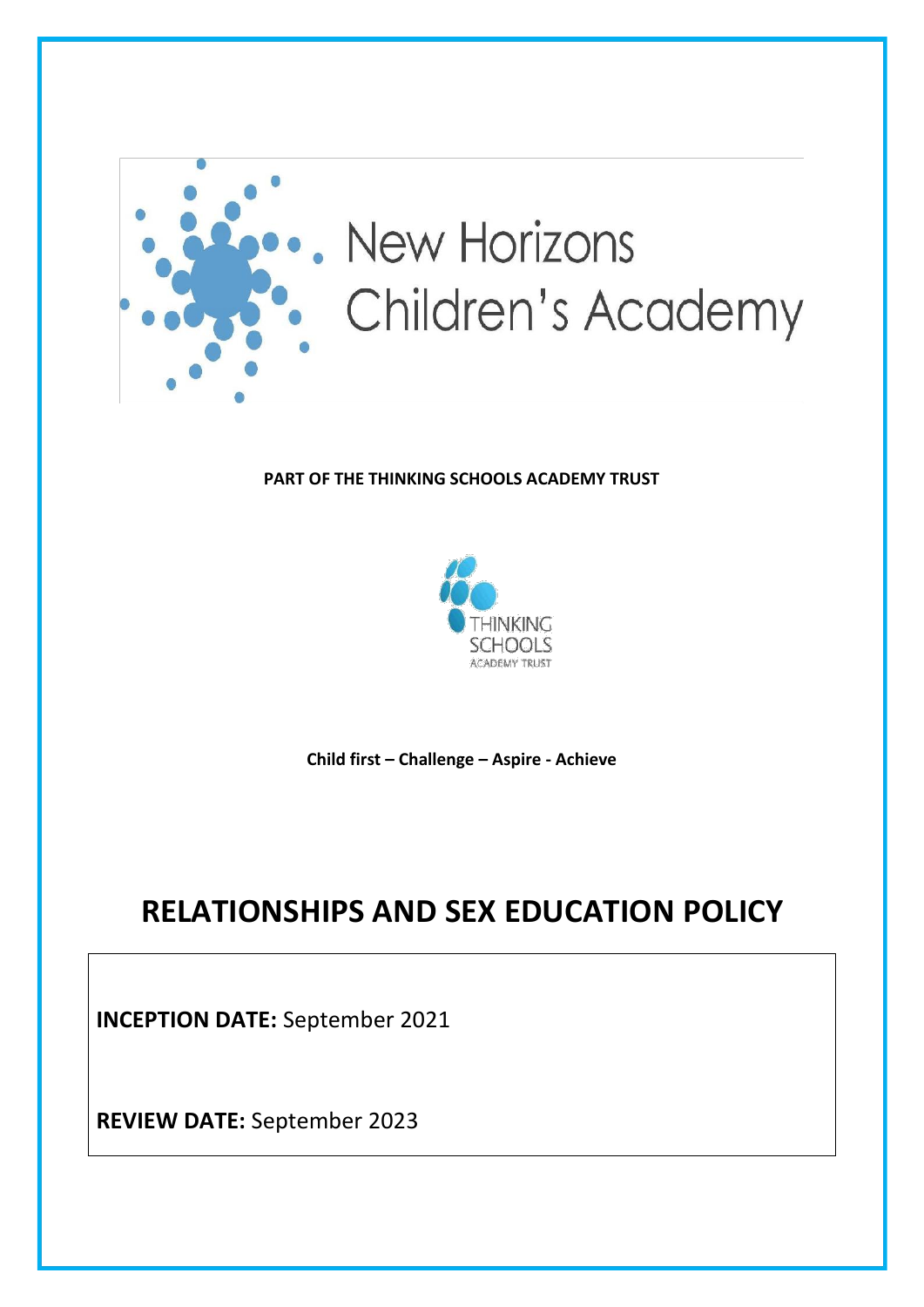New Horizons Children's Academy

**PART OF THE THINKING SCHOOLS ACADEMY TRUST**

THINKING SCHOOLS ACADEMY TRUST

**Child first – Challenge – Aspire - Achieve**

# RELATIONSHIPS AND SEX EDUCATION POLICY

**INCEPTION DATE:** September 2021

**REVIEW DATE:** September 2023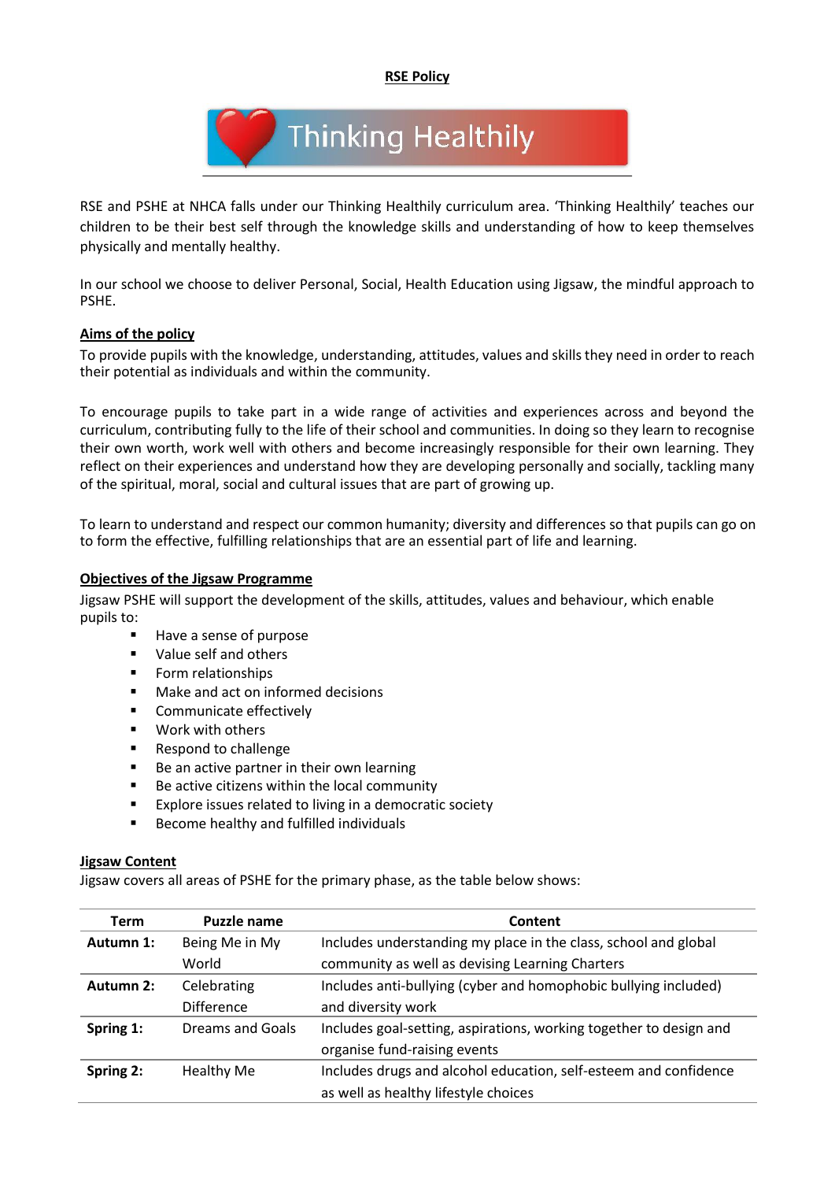**RSE Policy**

Thinking Healthily

RSE and PSHE at NHCA falls under our Thinking Healthily curriculum area. 'Thinking Healthily' teaches our children to be their best self through the knowledge skills and understanding of how to keep themselves physically and mentally healthy.

In our school we choose to deliver Personal, Social, Health Education using Jigsaw, the mindful approach to PSHE.

**Aims of the policy**

To provide pupils with the knowledge, understanding, attitudes, values and skills they need in order to reach their potential as individuals and within the community.

To encourage pupils to take part in a wide range of activities and experiences across and beyond the curriculum, contributing fully to the life of their school and communities. In doing so they learn to recognise their own worth, work well with others and become increasingly responsible for their own learning. They reflect on their experiences and understand how they are developing personally and socially, tackling many of the spiritual, moral, social and cultural issues that are part of growing up.

To learn to understand and respect our common humanity; diversity and differences so that pupils can go on to form the effective, fulfilling relationships that are an essential part of life and learning.

**Objectives of the Jigsaw Programme**

Jigsaw PSHE will support the development of the skills, attitudes, values and behaviour, which enable pupils to:

- Have a sense of purpose
- Value self and others
- Form relationships
- Make and act on informed decisions
- Communicate effectively
- Work with others
- Respond to challenge
- Be an active partner in their own learning
- Be active citizens within the local community
- Explore issues related to living in a democratic society
- Become healthy and fulfilled individuals

**Jigsaw Content**

Jigsaw covers all areas of PSHE for the primary phase, as the table below shows:

| Term | Puzzle name | Content |
|---|---|---|
| **Autumn 1:** | Being Me in My World | Includes understanding my place in the class, school and global community as well as devising Learning Charters |
| **Autumn 2:** | Celebrating Difference | Includes anti-bullying (cyber and homophobic bullying included) and diversity work |
| **Spring 1:** | Dreams and Goals | Includes goal-setting, aspirations, working together to design and organise fund-raising events |
| **Spring 2:** | Healthy Me | Includes drugs and alcohol education, self-esteem and confidence as well as healthy lifestyle choices |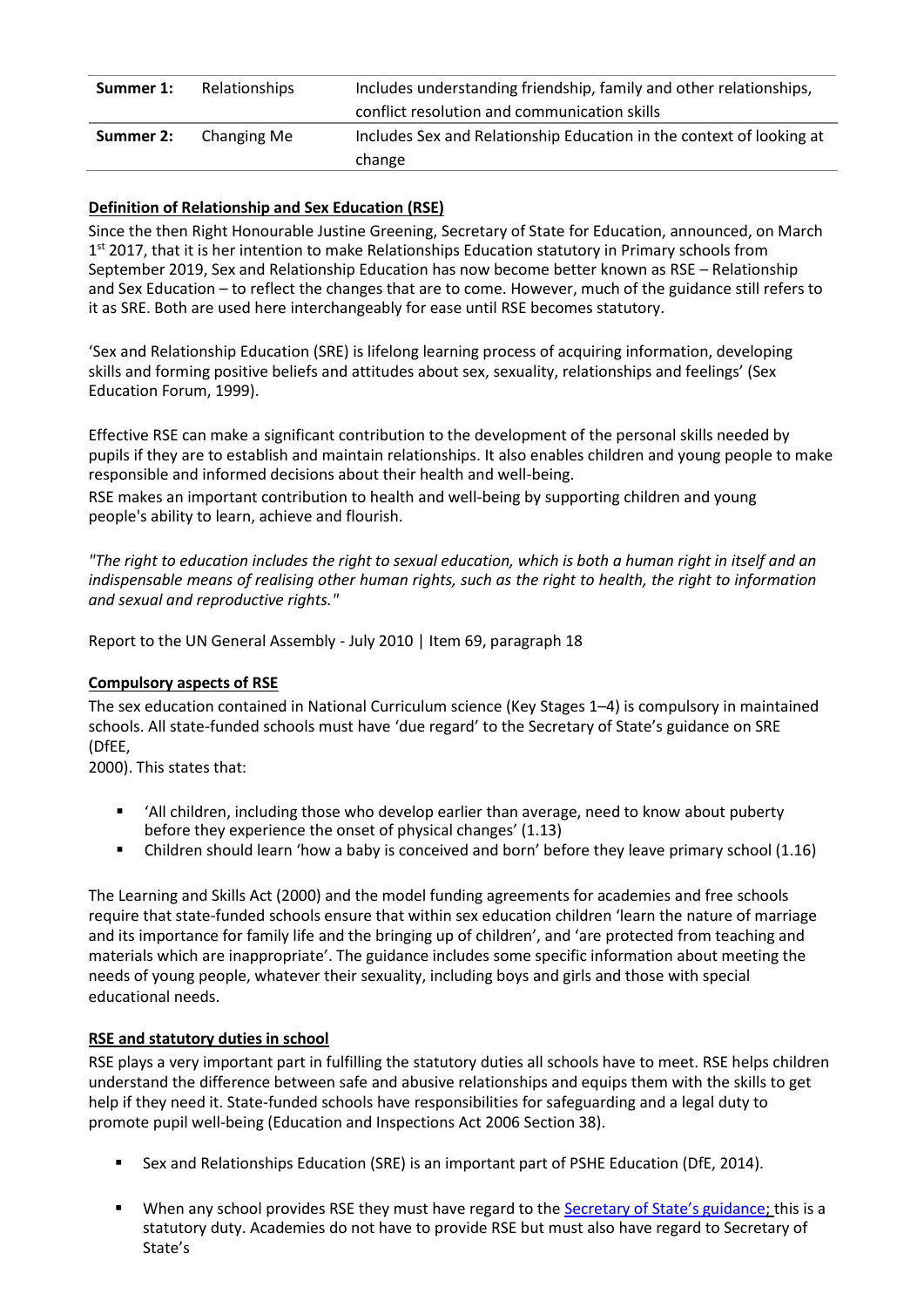| Summer 1: | Relationships | Includes understanding friendship, family and other relationships, conflict resolution and communication skills |
|---|---|---|
| **Summer 2:** | Changing Me | Includes Sex and Relationship Education in the context of looking at change |

**Definition of Relationship and Sex Education (RSE)**

Since the then Right Honourable Justine Greening, Secretary of State for Education, announced, on March 1st 2017, that it is her intention to make Relationships Education statutory in Primary schools from September 2019, Sex and Relationship Education has now become better known as RSE – Relationship and Sex Education – to reflect the changes that are to come. However, much of the guidance still refers to it as SRE. Both are used here interchangeably for ease until RSE becomes statutory.

'Sex and Relationship Education (SRE) is lifelong learning process of acquiring information, developing skills and forming positive beliefs and attitudes about sex, sexuality, relationships and feelings' (Sex Education Forum, 1999).

Effective RSE can make a significant contribution to the development of the personal skills needed by pupils if they are to establish and maintain relationships. It also enables children and young people to make responsible and informed decisions about their health and well-being.
RSE makes an important contribution to health and well-being by supporting children and young people's ability to learn, achieve and flourish.

*"The right to education includes the right to sexual education, which is both a human right in itself and an indispensable means of realising other human rights, such as the right to health, the right to information and sexual and reproductive rights."*

Report to the UN General Assembly - July 2010 | Item 69, paragraph 18

**Compulsory aspects of RSE**

The sex education contained in National Curriculum science (Key Stages 1–4) is compulsory in maintained schools. All state-funded schools must have 'due regard' to the Secretary of State's guidance on SRE (DfEE,
2000). This states that:

- 'All children, including those who develop earlier than average, need to know about puberty before they experience the onset of physical changes' (1.13)
- Children should learn 'how a baby is conceived and born' before they leave primary school (1.16)

The Learning and Skills Act (2000) and the model funding agreements for academies and free schools require that state-funded schools ensure that within sex education children 'learn the nature of marriage and its importance for family life and the bringing up of children', and 'are protected from teaching and materials which are inappropriate'. The guidance includes some specific information about meeting the needs of young people, whatever their sexuality, including boys and girls and those with special educational needs.

**RSE and statutory duties in school**

RSE plays a very important part in fulfilling the statutory duties all schools have to meet. RSE helps children understand the difference between safe and abusive relationships and equips them with the skills to get help if they need it. State-funded schools have responsibilities for safeguarding and a legal duty to promote pupil well-being (Education and Inspections Act 2006 Section 38).

- Sex and Relationships Education (SRE) is an important part of PSHE Education (DfE, 2014).
- When any school provides RSE they must have regard to the Secretary of State's guidance; this is a statutory duty. Academies do not have to provide RSE but must also have regard to Secretary of State's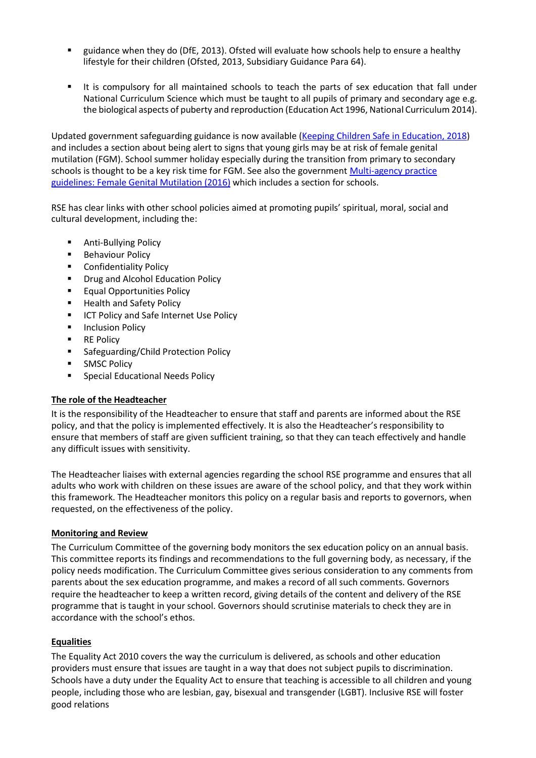- guidance when they do (DfE, 2013). Ofsted will evaluate how schools help to ensure a healthy lifestyle for their children (Ofsted, 2013, Subsidiary Guidance Para 64).

- It is compulsory for all maintained schools to teach the parts of sex education that fall under National Curriculum Science which must be taught to all pupils of primary and secondary age e.g. the biological aspects of puberty and reproduction (Education Act 1996, National Curriculum 2014).

Updated government safeguarding guidance is now available (Keeping Children Safe in Education, 2018) and includes a section about being alert to signs that young girls may be at risk of female genital mutilation (FGM). School summer holiday especially during the transition from primary to secondary schools is thought to be a key risk time for FGM. See also the government Multi-agency practice guidelines: Female Genital Mutilation (2016) which includes a section for schools.

RSE has clear links with other school policies aimed at promoting pupils' spiritual, moral, social and cultural development, including the:

- Anti-Bullying Policy
- Behaviour Policy
- Confidentiality Policy
- Drug and Alcohol Education Policy
- Equal Opportunities Policy
- Health and Safety Policy
- ICT Policy and Safe Internet Use Policy
- Inclusion Policy
- RE Policy
- Safeguarding/Child Protection Policy
- SMSC Policy
- Special Educational Needs Policy

**The role of the Headteacher**

It is the responsibility of the Headteacher to ensure that staff and parents are informed about the RSE policy, and that the policy is implemented effectively. It is also the Headteacher's responsibility to ensure that members of staff are given sufficient training, so that they can teach effectively and handle any difficult issues with sensitivity.

The Headteacher liaises with external agencies regarding the school RSE programme and ensures that all adults who work with children on these issues are aware of the school policy, and that they work within this framework. The Headteacher monitors this policy on a regular basis and reports to governors, when requested, on the effectiveness of the policy.

**Monitoring and Review**

The Curriculum Committee of the governing body monitors the sex education policy on an annual basis. This committee reports its findings and recommendations to the full governing body, as necessary, if the policy needs modification. The Curriculum Committee gives serious consideration to any comments from parents about the sex education programme, and makes a record of all such comments. Governors require the headteacher to keep a written record, giving details of the content and delivery of the RSE programme that is taught in your school. Governors should scrutinise materials to check they are in accordance with the school's ethos.

**Equalities**

The Equality Act 2010 covers the way the curriculum is delivered, as schools and other education providers must ensure that issues are taught in a way that does not subject pupils to discrimination. Schools have a duty under the Equality Act to ensure that teaching is accessible to all children and young people, including those who are lesbian, gay, bisexual and transgender (LGBT). Inclusive RSE will foster good relations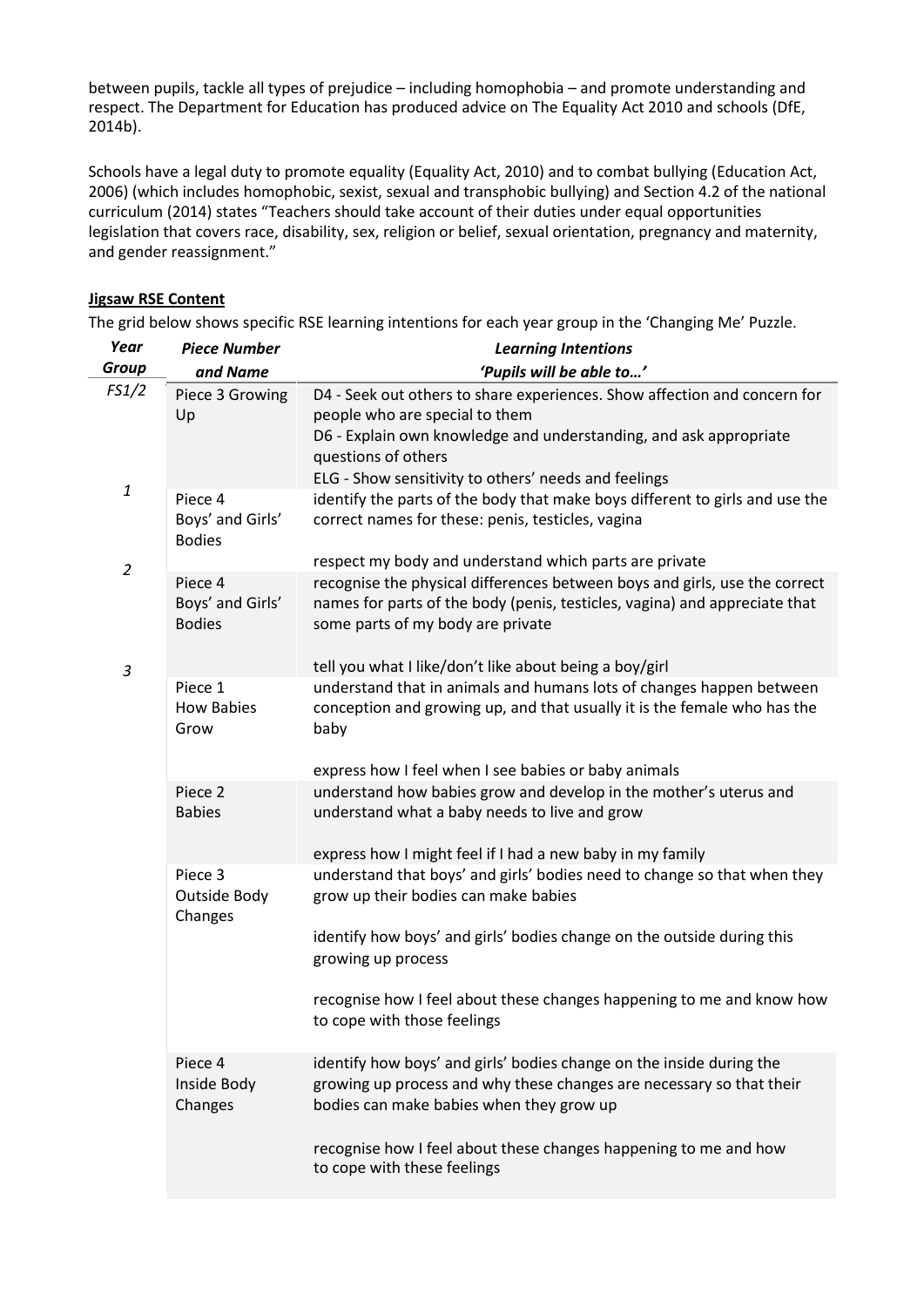between pupils, tackle all types of prejudice – including homophobia – and promote understanding and respect. The Department for Education has produced advice on The Equality Act 2010 and schools (DfE, 2014b).

Schools have a legal duty to promote equality (Equality Act, 2010) and to combat bullying (Education Act, 2006) (which includes homophobic, sexist, sexual and transphobic bullying) and Section 4.2 of the national curriculum (2014) states "Teachers should take account of their duties under equal opportunities legislation that covers race, disability, sex, religion or belief, sexual orientation, pregnancy and maternity, and gender reassignment."

**Jigsaw RSE Content**

The grid below shows specific RSE learning intentions for each year group in the 'Changing Me' Puzzle.

| *Year Group* | *Piece Number and Name* | *Learning Intentions 'Pupils will be able to…'* |
|---|---|---|
| *FS1/2* | Piece 3 Growing Up | D4 - Seek out others to share experiences. Show affection and concern for people who are special to them<br>D6 - Explain own knowledge and understanding, and ask appropriate questions of others<br>ELG - Show sensitivity to others' needs and feelings |
| *1* | Piece 4 Boys' and Girls' Bodies | identify the parts of the body that make boys different to girls and use the correct names for these: penis, testicles, vagina<br><br>respect my body and understand which parts are private |
| *2* | Piece 4 Boys' and Girls' Bodies | recognise the physical differences between boys and girls, use the correct names for parts of the body (penis, testicles, vagina) and appreciate that some parts of my body are private<br><br>tell you what I like/don't like about being a boy/girl |
| *3* | Piece 1 How Babies Grow | understand that in animals and humans lots of changes happen between conception and growing up, and that usually it is the female who has the baby<br><br>express how I feel when I see babies or baby animals |
| | Piece 2 Babies | understand how babies grow and develop in the mother's uterus and understand what a baby needs to live and grow<br><br>express how I might feel if I had a new baby in my family |
| | Piece 3 Outside Body Changes | understand that boys' and girls' bodies need to change so that when they grow up their bodies can make babies<br><br>identify how boys' and girls' bodies change on the outside during this growing up process<br><br>recognise how I feel about these changes happening to me and know how to cope with those feelings |
| | Piece 4 Inside Body Changes | identify how boys' and girls' bodies change on the inside during the growing up process and why these changes are necessary so that their bodies can make babies when they grow up<br><br>recognise how I feel about these changes happening to me and how to cope with these feelings |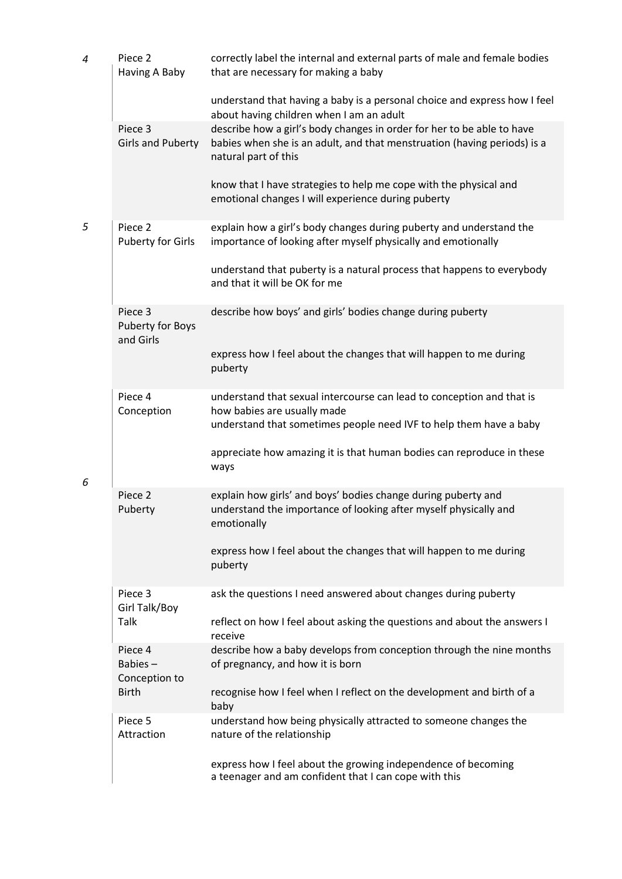| | | |
|---|---|---|
| *4* | Piece 2<br>Having A Baby | correctly label the internal and external parts of male and female bodies that are necessary for making a baby<br><br>understand that having a baby is a personal choice and express how I feel about having children when I am an adult |
| | Piece 3<br>Girls and Puberty | describe how a girl's body changes in order for her to be able to have babies when she is an adult, and that menstruation (having periods) is a natural part of this<br><br>know that I have strategies to help me cope with the physical and emotional changes I will experience during puberty |
| *5* | Piece 2<br>Puberty for Girls | explain how a girl's body changes during puberty and understand the importance of looking after myself physically and emotionally<br><br>understand that puberty is a natural process that happens to everybody and that it will be OK for me |
| | Piece 3<br>Puberty for Boys and Girls | describe how boys' and girls' bodies change during puberty<br><br>express how I feel about the changes that will happen to me during puberty |
| | Piece 4<br>Conception | understand that sexual intercourse can lead to conception and that is how babies are usually made<br>understand that sometimes people need IVF to help them have a baby<br><br>appreciate how amazing it is that human bodies can reproduce in these ways |
| *6* | Piece 2<br>Puberty | explain how girls' and boys' bodies change during puberty and understand the importance of looking after myself physically and emotionally<br><br>express how I feel about the changes that will happen to me during puberty |
| | Piece 3<br>Girl Talk/Boy Talk | ask the questions I need answered about changes during puberty<br><br>reflect on how I feel about asking the questions and about the answers I receive |
| | Piece 4<br>Babies – Conception to Birth | describe how a baby develops from conception through the nine months of pregnancy, and how it is born<br><br>recognise how I feel when I reflect on the development and birth of a baby |
| | Piece 5<br>Attraction | understand how being physically attracted to someone changes the nature of the relationship<br><br>express how I feel about the growing independence of becoming a teenager and am confident that I can cope with this |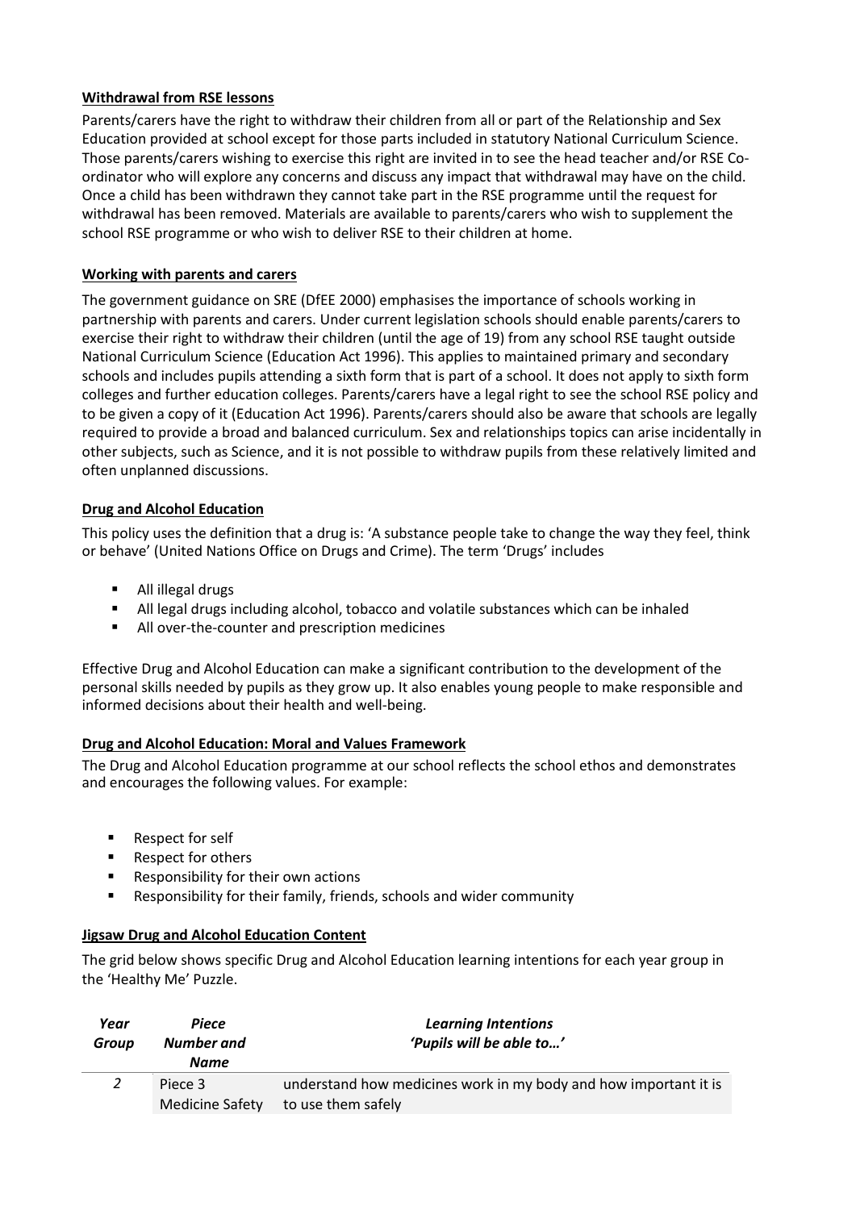**Withdrawal from RSE lessons**

Parents/carers have the right to withdraw their children from all or part of the Relationship and Sex Education provided at school except for those parts included in statutory National Curriculum Science. Those parents/carers wishing to exercise this right are invited in to see the head teacher and/or RSE Co-ordinator who will explore any concerns and discuss any impact that withdrawal may have on the child. Once a child has been withdrawn they cannot take part in the RSE programme until the request for withdrawal has been removed. Materials are available to parents/carers who wish to supplement the school RSE programme or who wish to deliver RSE to their children at home.

**Working with parents and carers**

The government guidance on SRE (DfEE 2000) emphasises the importance of schools working in partnership with parents and carers. Under current legislation schools should enable parents/carers to exercise their right to withdraw their children (until the age of 19) from any school RSE taught outside National Curriculum Science (Education Act 1996). This applies to maintained primary and secondary schools and includes pupils attending a sixth form that is part of a school. It does not apply to sixth form colleges and further education colleges. Parents/carers have a legal right to see the school RSE policy and to be given a copy of it (Education Act 1996). Parents/carers should also be aware that schools are legally required to provide a broad and balanced curriculum. Sex and relationships topics can arise incidentally in other subjects, such as Science, and it is not possible to withdraw pupils from these relatively limited and often unplanned discussions.

**Drug and Alcohol Education**

This policy uses the definition that a drug is: 'A substance people take to change the way they feel, think or behave' (United Nations Office on Drugs and Crime). The term 'Drugs' includes

- All illegal drugs
- All legal drugs including alcohol, tobacco and volatile substances which can be inhaled
- All over-the-counter and prescription medicines

Effective Drug and Alcohol Education can make a significant contribution to the development of the personal skills needed by pupils as they grow up. It also enables young people to make responsible and informed decisions about their health and well-being.

**Drug and Alcohol Education: Moral and Values Framework**

The Drug and Alcohol Education programme at our school reflects the school ethos and demonstrates and encourages the following values. For example:

- Respect for self
- Respect for others
- Responsibility for their own actions
- Responsibility for their family, friends, schools and wider community

**Jigsaw Drug and Alcohol Education Content**

The grid below shows specific Drug and Alcohol Education learning intentions for each year group in the 'Healthy Me' Puzzle.

| *Year Group* | *Piece Number and Name* | *Learning Intentions 'Pupils will be able to…'* |
|---|---|---|
| *2* | Piece 3 Medicine Safety | understand how medicines work in my body and how important it is to use them safely |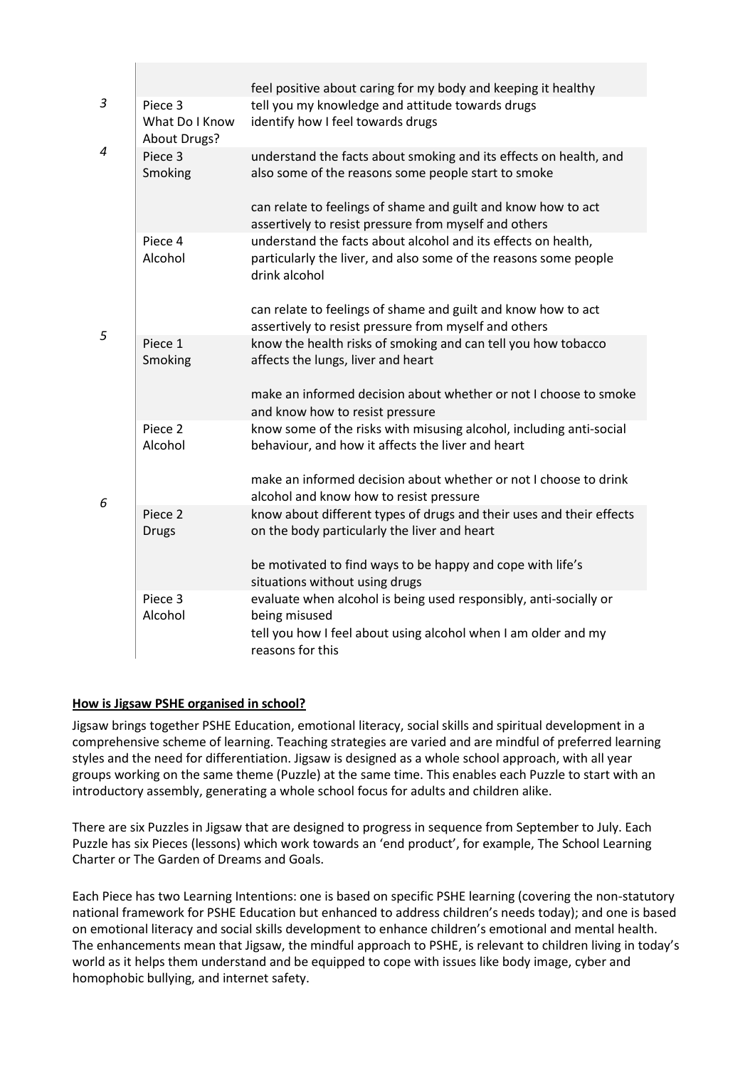| | | |
|---|---|---|
| | | feel positive about caring for my body and keeping it healthy |
| 3 | Piece 3<br>What Do I Know About Drugs? | tell you my knowledge and attitude towards drugs<br>identify how I feel towards drugs |
| 4 | Piece 3<br>Smoking | understand the facts about smoking and its effects on health, and also some of the reasons some people start to smoke<br><br>can relate to feelings of shame and guilt and know how to act assertively to resist pressure from myself and others |
| | Piece 4<br>Alcohol | understand the facts about alcohol and its effects on health, particularly the liver, and also some of the reasons some people drink alcohol<br><br>can relate to feelings of shame and guilt and know how to act assertively to resist pressure from myself and others |
| 5 | Piece 1<br>Smoking | know the health risks of smoking and can tell you how tobacco affects the lungs, liver and heart<br><br>make an informed decision about whether or not I choose to smoke and know how to resist pressure |
| | Piece 2<br>Alcohol | know some of the risks with misusing alcohol, including anti-social behaviour, and how it affects the liver and heart<br><br>make an informed decision about whether or not I choose to drink alcohol and know how to resist pressure |
| 6 | Piece 2<br>Drugs | know about different types of drugs and their uses and their effects on the body particularly the liver and heart<br><br>be motivated to find ways to be happy and cope with life's situations without using drugs |
| | Piece 3<br>Alcohol | evaluate when alcohol is being used responsibly, anti-socially or being misused<br>tell you how I feel about using alcohol when I am older and my reasons for this |

**How is Jigsaw PSHE organised in school?**

Jigsaw brings together PSHE Education, emotional literacy, social skills and spiritual development in a comprehensive scheme of learning. Teaching strategies are varied and are mindful of preferred learning styles and the need for differentiation. Jigsaw is designed as a whole school approach, with all year groups working on the same theme (Puzzle) at the same time. This enables each Puzzle to start with an introductory assembly, generating a whole school focus for adults and children alike.

There are six Puzzles in Jigsaw that are designed to progress in sequence from September to July. Each Puzzle has six Pieces (lessons) which work towards an 'end product', for example, The School Learning Charter or The Garden of Dreams and Goals.

Each Piece has two Learning Intentions: one is based on specific PSHE learning (covering the non-statutory national framework for PSHE Education but enhanced to address children's needs today); and one is based on emotional literacy and social skills development to enhance children's emotional and mental health. The enhancements mean that Jigsaw, the mindful approach to PSHE, is relevant to children living in today's world as it helps them understand and be equipped to cope with issues like body image, cyber and homophobic bullying, and internet safety.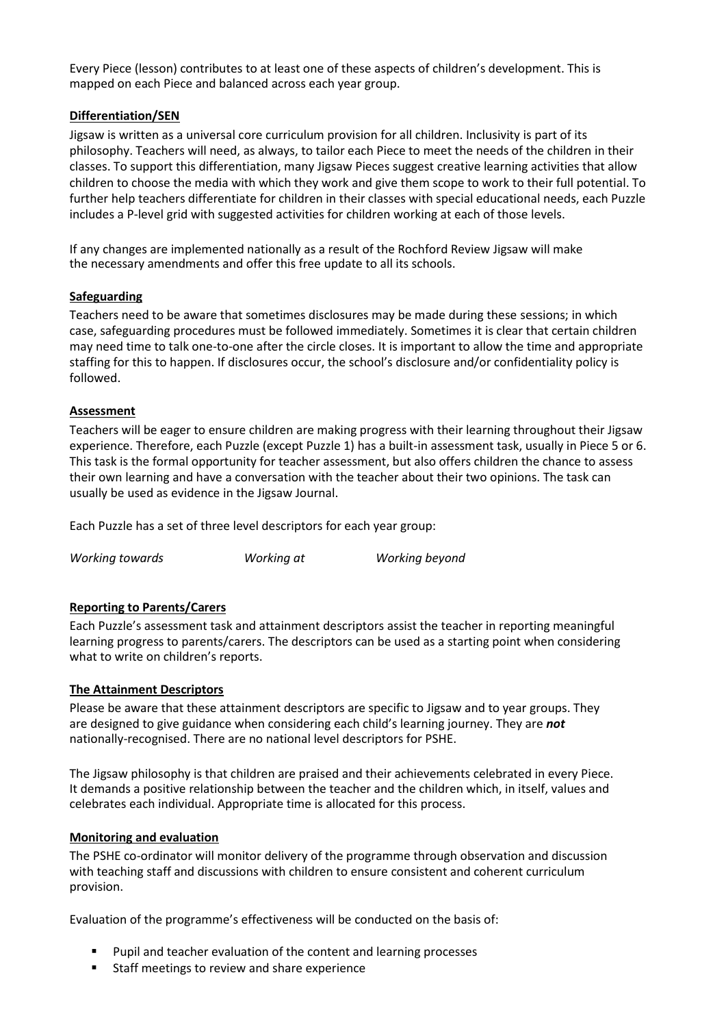Every Piece (lesson) contributes to at least one of these aspects of children's development. This is mapped on each Piece and balanced across each year group.

## Differentiation/SEN

Jigsaw is written as a universal core curriculum provision for all children. Inclusivity is part of its philosophy. Teachers will need, as always, to tailor each Piece to meet the needs of the children in their classes. To support this differentiation, many Jigsaw Pieces suggest creative learning activities that allow children to choose the media with which they work and give them scope to work to their full potential. To further help teachers differentiate for children in their classes with special educational needs, each Puzzle includes a P-level grid with suggested activities for children working at each of those levels.

If any changes are implemented nationally as a result of the Rochford Review Jigsaw will make the necessary amendments and offer this free update to all its schools.

## Safeguarding

Teachers need to be aware that sometimes disclosures may be made during these sessions; in which case, safeguarding procedures must be followed immediately. Sometimes it is clear that certain children may need time to talk one-to-one after the circle closes. It is important to allow the time and appropriate staffing for this to happen. If disclosures occur, the school's disclosure and/or confidentiality policy is followed.

## Assessment

Teachers will be eager to ensure children are making progress with their learning throughout their Jigsaw experience. Therefore, each Puzzle (except Puzzle 1) has a built-in assessment task, usually in Piece 5 or 6. This task is the formal opportunity for teacher assessment, but also offers children the chance to assess their own learning and have a conversation with the teacher about their two opinions. The task can usually be used as evidence in the Jigsaw Journal.

Each Puzzle has a set of three level descriptors for each year group:

*Working towards* *Working at* *Working beyond*

## Reporting to Parents/Carers

Each Puzzle's assessment task and attainment descriptors assist the teacher in reporting meaningful learning progress to parents/carers. The descriptors can be used as a starting point when considering what to write on children's reports.

## The Attainment Descriptors

Please be aware that these attainment descriptors are specific to Jigsaw and to year groups. They are designed to give guidance when considering each child's learning journey. They are ***not*** nationally-recognised. There are no national level descriptors for PSHE.

The Jigsaw philosophy is that children are praised and their achievements celebrated in every Piece. It demands a positive relationship between the teacher and the children which, in itself, values and celebrates each individual. Appropriate time is allocated for this process.

## Monitoring and evaluation

The PSHE co-ordinator will monitor delivery of the programme through observation and discussion with teaching staff and discussions with children to ensure consistent and coherent curriculum provision.

Evaluation of the programme's effectiveness will be conducted on the basis of:

- Pupil and teacher evaluation of the content and learning processes
- Staff meetings to review and share experience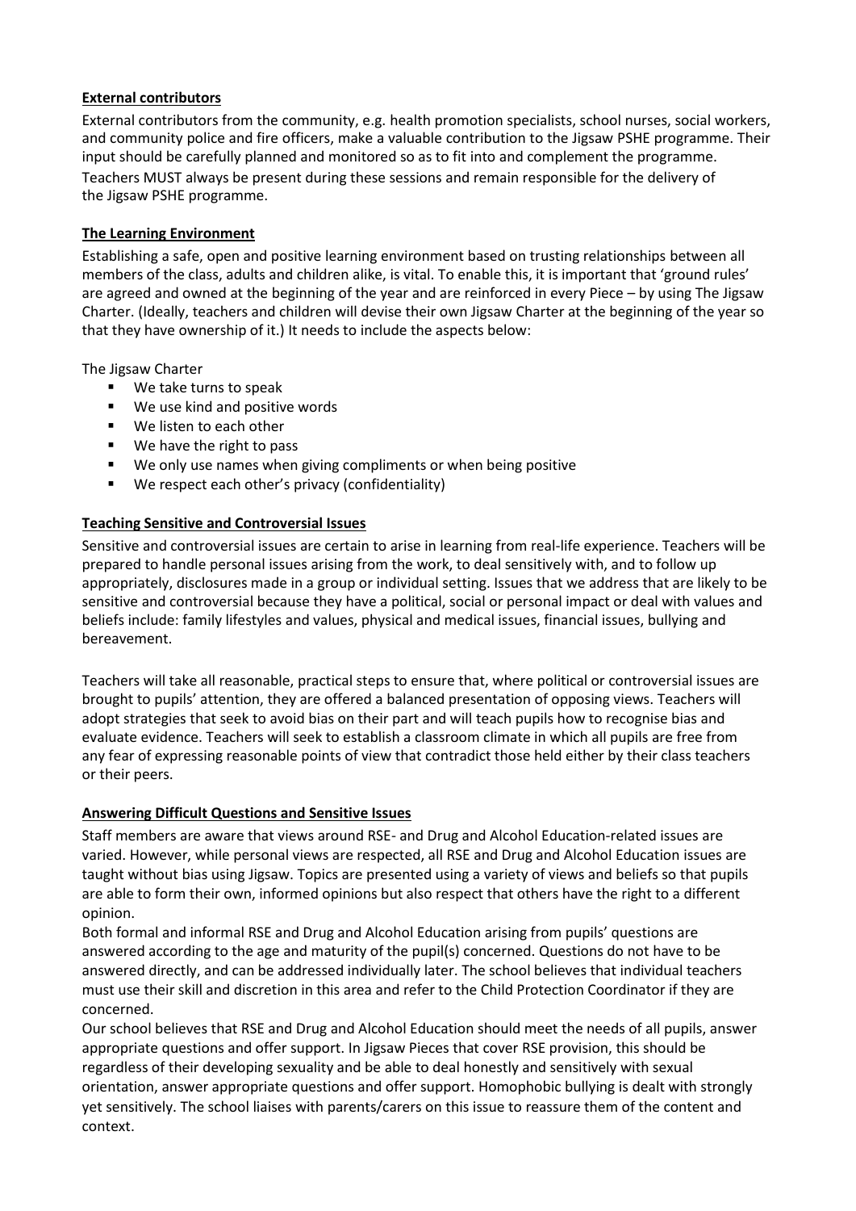## External contributors

External contributors from the community, e.g. health promotion specialists, school nurses, social workers, and community police and fire officers, make a valuable contribution to the Jigsaw PSHE programme. Their input should be carefully planned and monitored so as to fit into and complement the programme. Teachers MUST always be present during these sessions and remain responsible for the delivery of the Jigsaw PSHE programme.

## The Learning Environment

Establishing a safe, open and positive learning environment based on trusting relationships between all members of the class, adults and children alike, is vital. To enable this, it is important that 'ground rules' are agreed and owned at the beginning of the year and are reinforced in every Piece – by using The Jigsaw Charter. (Ideally, teachers and children will devise their own Jigsaw Charter at the beginning of the year so that they have ownership of it.) It needs to include the aspects below:

The Jigsaw Charter

- We take turns to speak
- We use kind and positive words
- We listen to each other
- We have the right to pass
- We only use names when giving compliments or when being positive
- We respect each other's privacy (confidentiality)

## Teaching Sensitive and Controversial Issues

Sensitive and controversial issues are certain to arise in learning from real-life experience. Teachers will be prepared to handle personal issues arising from the work, to deal sensitively with, and to follow up appropriately, disclosures made in a group or individual setting. Issues that we address that are likely to be sensitive and controversial because they have a political, social or personal impact or deal with values and beliefs include: family lifestyles and values, physical and medical issues, financial issues, bullying and bereavement.

Teachers will take all reasonable, practical steps to ensure that, where political or controversial issues are brought to pupils' attention, they are offered a balanced presentation of opposing views. Teachers will adopt strategies that seek to avoid bias on their part and will teach pupils how to recognise bias and evaluate evidence. Teachers will seek to establish a classroom climate in which all pupils are free from any fear of expressing reasonable points of view that contradict those held either by their class teachers or their peers.

## Answering Difficult Questions and Sensitive Issues

Staff members are aware that views around RSE- and Drug and Alcohol Education-related issues are varied. However, while personal views are respected, all RSE and Drug and Alcohol Education issues are taught without bias using Jigsaw. Topics are presented using a variety of views and beliefs so that pupils are able to form their own, informed opinions but also respect that others have the right to a different opinion.

Both formal and informal RSE and Drug and Alcohol Education arising from pupils' questions are answered according to the age and maturity of the pupil(s) concerned. Questions do not have to be answered directly, and can be addressed individually later. The school believes that individual teachers must use their skill and discretion in this area and refer to the Child Protection Coordinator if they are concerned.

Our school believes that RSE and Drug and Alcohol Education should meet the needs of all pupils, answer appropriate questions and offer support. In Jigsaw Pieces that cover RSE provision, this should be regardless of their developing sexuality and be able to deal honestly and sensitively with sexual orientation, answer appropriate questions and offer support. Homophobic bullying is dealt with strongly yet sensitively. The school liaises with parents/carers on this issue to reassure them of the content and context.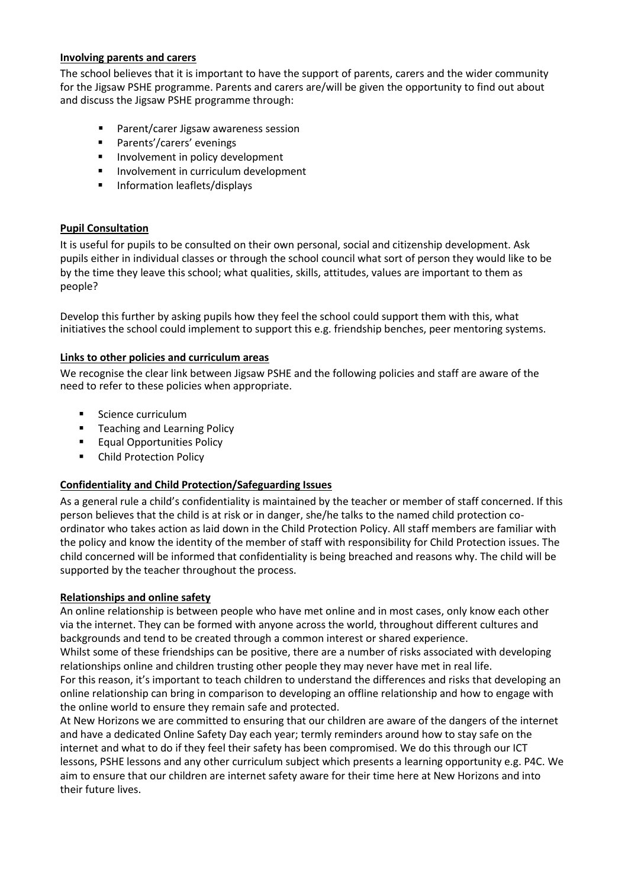## Involving parents and carers

The school believes that it is important to have the support of parents, carers and the wider community for the Jigsaw PSHE programme. Parents and carers are/will be given the opportunity to find out about and discuss the Jigsaw PSHE programme through:

- Parent/carer Jigsaw awareness session
- Parents'/carers' evenings
- Involvement in policy development
- Involvement in curriculum development
- Information leaflets/displays

## Pupil Consultation

It is useful for pupils to be consulted on their own personal, social and citizenship development. Ask pupils either in individual classes or through the school council what sort of person they would like to be by the time they leave this school; what qualities, skills, attitudes, values are important to them as people?

Develop this further by asking pupils how they feel the school could support them with this, what initiatives the school could implement to support this e.g. friendship benches, peer mentoring systems.

## Links to other policies and curriculum areas

We recognise the clear link between Jigsaw PSHE and the following policies and staff are aware of the need to refer to these policies when appropriate.

- Science curriculum
- Teaching and Learning Policy
- Equal Opportunities Policy
- Child Protection Policy

## Confidentiality and Child Protection/Safeguarding Issues

As a general rule a child's confidentiality is maintained by the teacher or member of staff concerned. If this person believes that the child is at risk or in danger, she/he talks to the named child protection co-ordinator who takes action as laid down in the Child Protection Policy. All staff members are familiar with the policy and know the identity of the member of staff with responsibility for Child Protection issues. The child concerned will be informed that confidentiality is being breached and reasons why. The child will be supported by the teacher throughout the process.

## Relationships and online safety

An online relationship is between people who have met online and in most cases, only know each other via the internet. They can be formed with anyone across the world, throughout different cultures and backgrounds and tend to be created through a common interest or shared experience.

Whilst some of these friendships can be positive, there are a number of risks associated with developing relationships online and children trusting other people they may never have met in real life.

For this reason, it's important to teach children to understand the differences and risks that developing an online relationship can bring in comparison to developing an offline relationship and how to engage with the online world to ensure they remain safe and protected.

At New Horizons we are committed to ensuring that our children are aware of the dangers of the internet and have a dedicated Online Safety Day each year; termly reminders around how to stay safe on the internet and what to do if they feel their safety has been compromised. We do this through our ICT lessons, PSHE lessons and any other curriculum subject which presents a learning opportunity e.g. P4C. We aim to ensure that our children are internet safety aware for their time here at New Horizons and into their future lives.